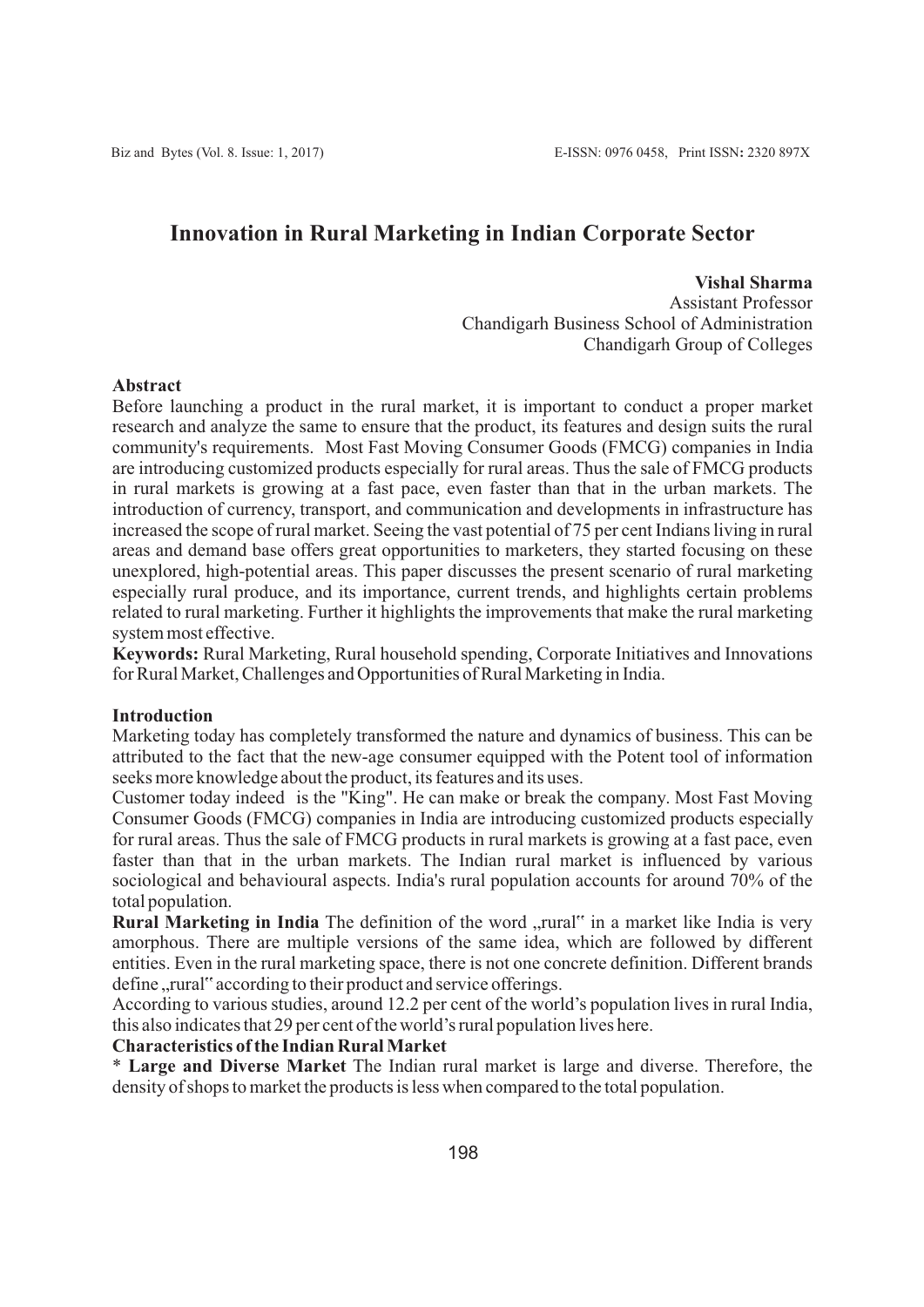# Innovation in Rural Marketing in Indian Corporate Sector

**Vishal Sharma**
Assistant Professor
Chandigarh Business School of Administration
Chandigarh Group of Colleges

## Abstract

Before launching a product in the rural market, it is important to conduct a proper market research and analyze the same to ensure that the product, its features and design suits the rural community's requirements. Most Fast Moving Consumer Goods (FMCG) companies in India are introducing customized products especially for rural areas. Thus the sale of FMCG products in rural markets is growing at a fast pace, even faster than that in the urban markets. The introduction of currency, transport, and communication and developments in infrastructure has increased the scope of rural market. Seeing the vast potential of 75 per cent Indians living in rural areas and demand base offers great opportunities to marketers, they started focusing on these unexplored, high-potential areas. This paper discusses the present scenario of rural marketing especially rural produce, and its importance, current trends, and highlights certain problems related to rural marketing. Further it highlights the improvements that make the rural marketing system most effective.

**Keywords:** Rural Marketing, Rural household spending, Corporate Initiatives and Innovations for Rural Market, Challenges and Opportunities of Rural Marketing in India.

## Introduction

Marketing today has completely transformed the nature and dynamics of business. This can be attributed to the fact that the new-age consumer equipped with the Potent tool of information seeks more knowledge about the product, its features and its uses.

Customer today indeed is the "King". He can make or break the company. Most Fast Moving Consumer Goods (FMCG) companies in India are introducing customized products especially for rural areas. Thus the sale of FMCG products in rural markets is growing at a fast pace, even faster than that in the urban markets. The Indian rural market is influenced by various sociological and behavioural aspects. India's rural population accounts for around 70% of the total population.

**Rural Marketing in India** The definition of the word „rural" in a market like India is very amorphous. There are multiple versions of the same idea, which are followed by different entities. Even in the rural marketing space, there is not one concrete definition. Different brands define „rural" according to their product and service offerings.

According to various studies, around 12.2 per cent of the world's population lives in rural India, this also indicates that 29 per cent of the world's rural population lives here.

**Characteristics of the Indian Rural Market**

* **Large and Diverse Market** The Indian rural market is large and diverse. Therefore, the density of shops to market the products is less when compared to the total population.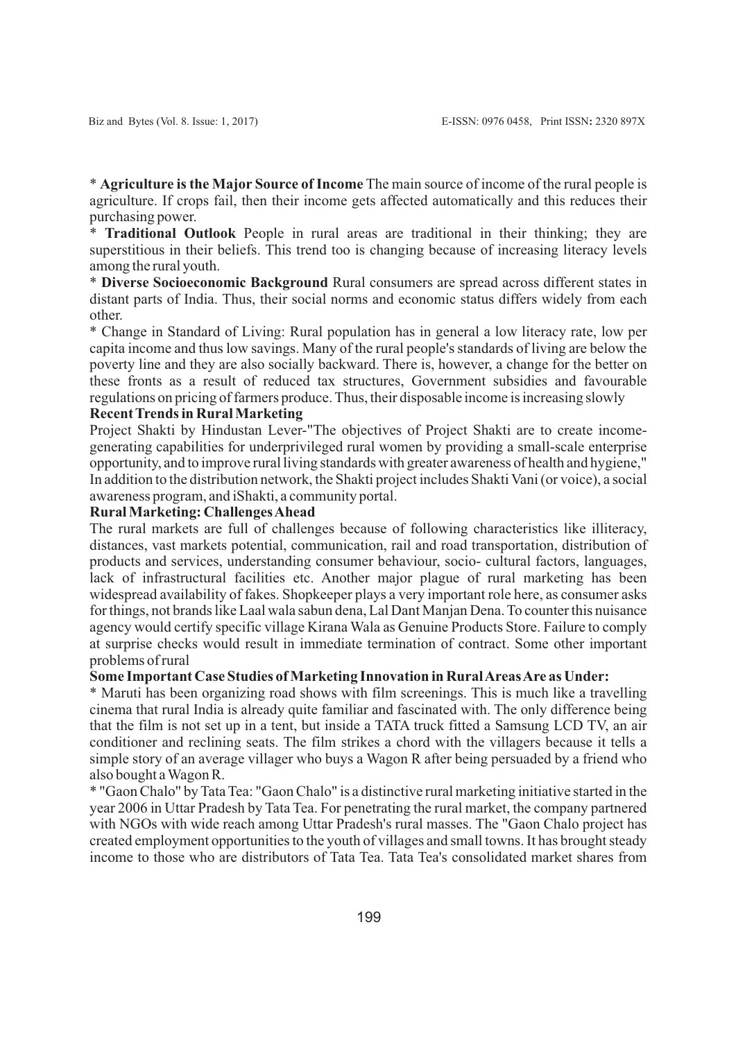* **Agriculture is the Major Source of Income** The main source of income of the rural people is agriculture. If crops fail, then their income gets affected automatically and this reduces their purchasing power.

* **Traditional Outlook** People in rural areas are traditional in their thinking; they are superstitious in their beliefs. This trend too is changing because of increasing literacy levels among the rural youth.

* **Diverse Socioeconomic Background** Rural consumers are spread across different states in distant parts of India. Thus, their social norms and economic status differs widely from each other.

* Change in Standard of Living: Rural population has in general a low literacy rate, low per capita income and thus low savings. Many of the rural people's standards of living are below the poverty line and they are also socially backward. There is, however, a change for the better on these fronts as a result of reduced tax structures, Government subsidies and favourable regulations on pricing of farmers produce. Thus, their disposable income is increasing slowly

**Recent Trends in Rural Marketing**

Project Shakti by Hindustan Lever-"The objectives of Project Shakti are to create income-generating capabilities for underprivileged rural women by providing a small-scale enterprise opportunity, and to improve rural living standards with greater awareness of health and hygiene," In addition to the distribution network, the Shakti project includes Shakti Vani (or voice), a social awareness program, and iShakti, a community portal.

**Rural Marketing: Challenges Ahead**

The rural markets are full of challenges because of following characteristics like illiteracy, distances, vast markets potential, communication, rail and road transportation, distribution of products and services, understanding consumer behaviour, socio- cultural factors, languages, lack of infrastructural facilities etc. Another major plague of rural marketing has been widespread availability of fakes. Shopkeeper plays a very important role here, as consumer asks for things, not brands like Laal wala sabun dena, Lal Dant Manjan Dena. To counter this nuisance agency would certify specific village Kirana Wala as Genuine Products Store. Failure to comply at surprise checks would result in immediate termination of contract. Some other important problems of rural

**Some Important Case Studies of Marketing Innovation in Rural Areas Are as Under:**

* Maruti has been organizing road shows with film screenings. This is much like a travelling cinema that rural India is already quite familiar and fascinated with. The only difference being that the film is not set up in a tent, but inside a TATA truck fitted a Samsung LCD TV, an air conditioner and reclining seats. The film strikes a chord with the villagers because it tells a simple story of an average villager who buys a Wagon R after being persuaded by a friend who also bought a Wagon R.

* "Gaon Chalo" by Tata Tea: "Gaon Chalo" is a distinctive rural marketing initiative started in the year 2006 in Uttar Pradesh by Tata Tea. For penetrating the rural market, the company partnered with NGOs with wide reach among Uttar Pradesh's rural masses. The "Gaon Chalo project has created employment opportunities to the youth of villages and small towns. It has brought steady income to those who are distributors of Tata Tea. Tata Tea's consolidated market shares from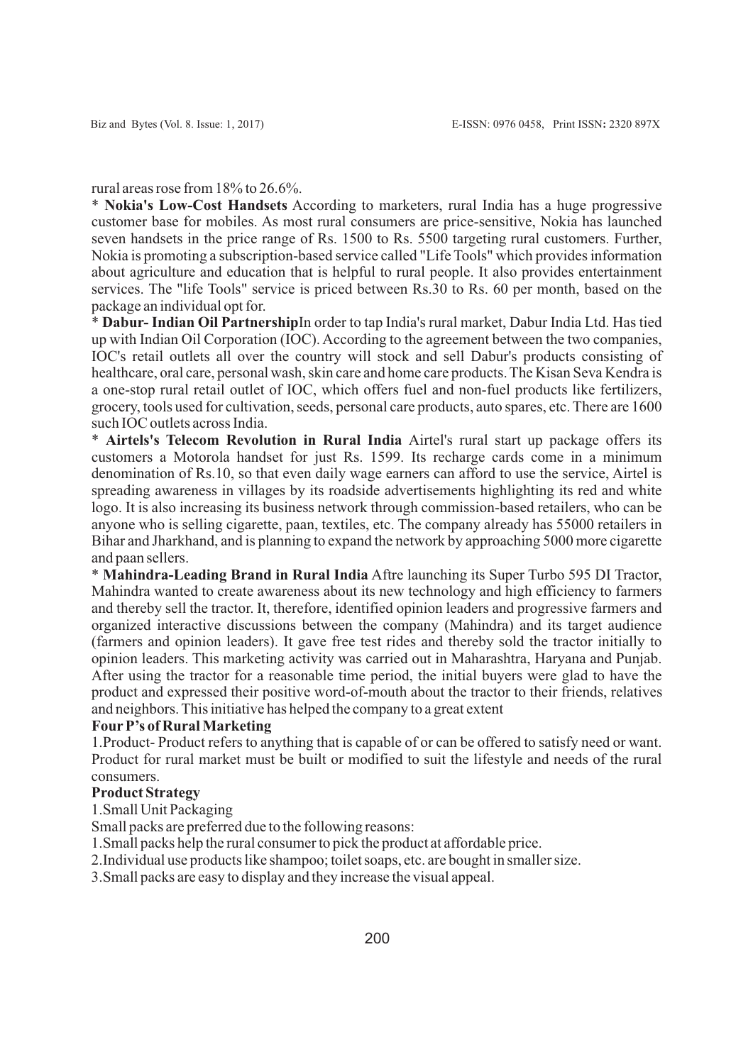rural areas rose from 18% to 26.6%.

* **Nokia's Low-Cost Handsets** According to marketers, rural India has a huge progressive customer base for mobiles. As most rural consumers are price-sensitive, Nokia has launched seven handsets in the price range of Rs. 1500 to Rs. 5500 targeting rural customers. Further, Nokia is promoting a subscription-based service called "Life Tools" which provides information about agriculture and education that is helpful to rural people. It also provides entertainment services. The "life Tools" service is priced between Rs.30 to Rs. 60 per month, based on the package an individual opt for.

* **Dabur- Indian Oil Partnership**In order to tap India's rural market, Dabur India Ltd. Has tied up with Indian Oil Corporation (IOC). According to the agreement between the two companies, IOC's retail outlets all over the country will stock and sell Dabur's products consisting of healthcare, oral care, personal wash, skin care and home care products. The Kisan Seva Kendra is a one-stop rural retail outlet of IOC, which offers fuel and non-fuel products like fertilizers, grocery, tools used for cultivation, seeds, personal care products, auto spares, etc. There are 1600 such IOC outlets across India.

* **Airtels's Telecom Revolution in Rural India** Airtel's rural start up package offers its customers a Motorola handset for just Rs. 1599. Its recharge cards come in a minimum denomination of Rs.10, so that even daily wage earners can afford to use the service, Airtel is spreading awareness in villages by its roadside advertisements highlighting its red and white logo. It is also increasing its business network through commission-based retailers, who can be anyone who is selling cigarette, paan, textiles, etc. The company already has 55000 retailers in Bihar and Jharkhand, and is planning to expand the network by approaching 5000 more cigarette and paan sellers.

* **Mahindra-Leading Brand in Rural India** Aftre launching its Super Turbo 595 DI Tractor, Mahindra wanted to create awareness about its new technology and high efficiency to farmers and thereby sell the tractor. It, therefore, identified opinion leaders and progressive farmers and organized interactive discussions between the company (Mahindra) and its target audience (farmers and opinion leaders). It gave free test rides and thereby sold the tractor initially to opinion leaders. This marketing activity was carried out in Maharashtra, Haryana and Punjab. After using the tractor for a reasonable time period, the initial buyers were glad to have the product and expressed their positive word-of-mouth about the tractor to their friends, relatives and neighbors. This initiative has helped the company to a great extent

**Four P's of Rural Marketing**

1.Product- Product refers to anything that is capable of or can be offered to satisfy need or want. Product for rural market must be built or modified to suit the lifestyle and needs of the rural consumers.

**Product Strategy**

1.Small Unit Packaging

Small packs are preferred due to the following reasons:

1.Small packs help the rural consumer to pick the product at affordable price.

2.Individual use products like shampoo; toilet soaps, etc. are bought in smaller size.

3.Small packs are easy to display and they increase the visual appeal.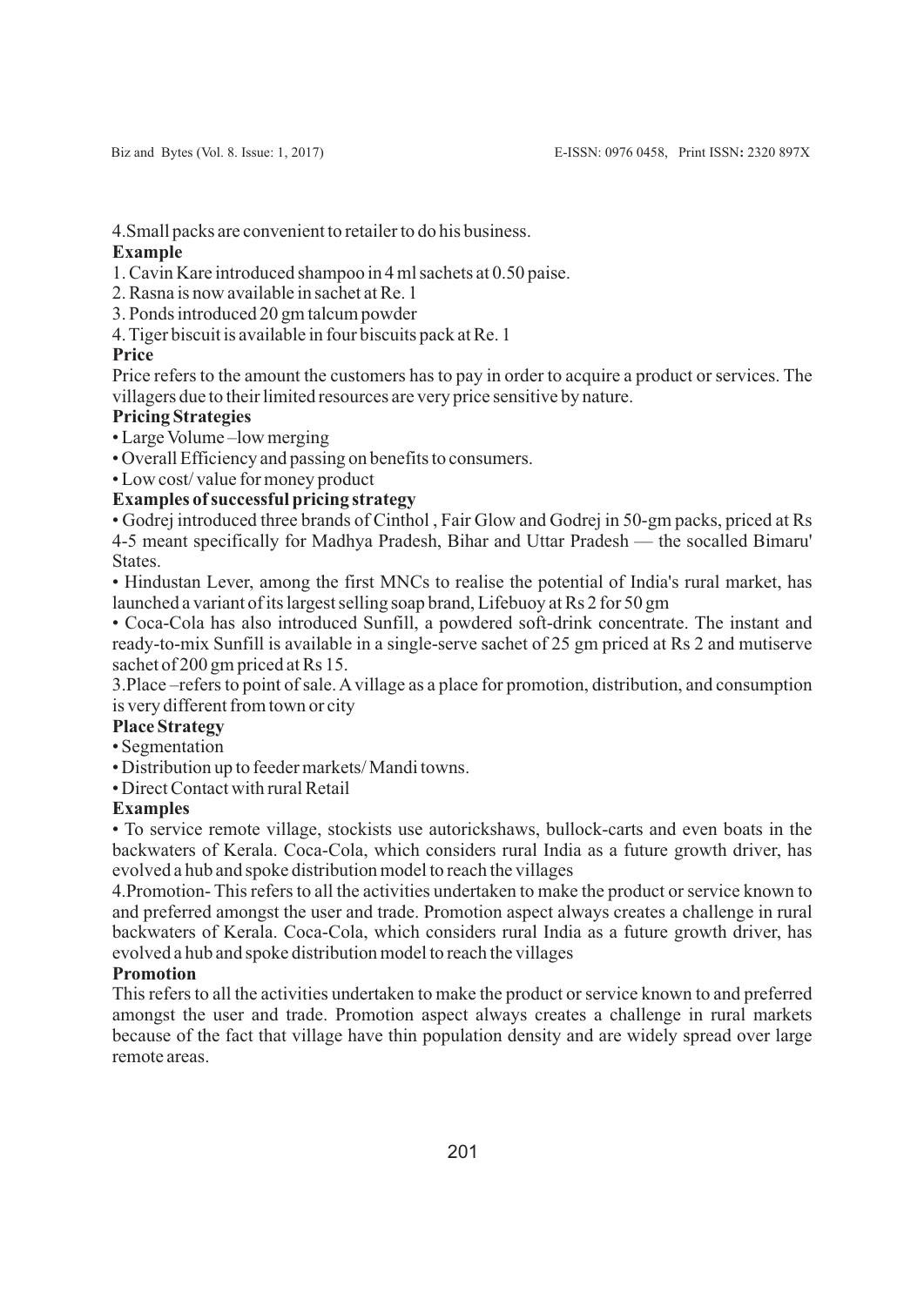4.Small packs are convenient to retailer to do his business.

**Example**

1. Cavin Kare introduced shampoo in 4 ml sachets at 0.50 paise.
2. Rasna is now available in sachet at Re. 1
3. Ponds introduced 20 gm talcum powder
4. Tiger biscuit is available in four biscuits pack at Re. 1

**Price**

Price refers to the amount the customers has to pay in order to acquire a product or services. The villagers due to their limited resources are very price sensitive by nature.

**Pricing Strategies**

- Large Volume –low merging
- Overall Efficiency and passing on benefits to consumers.
- Low cost/ value for money product

**Examples of successful pricing strategy**

- Godrej introduced three brands of Cinthol , Fair Glow and Godrej in 50-gm packs, priced at Rs 4-5 meant specifically for Madhya Pradesh, Bihar and Uttar Pradesh — the socalled Bimaru' States.
- Hindustan Lever, among the first MNCs to realise the potential of India's rural market, has launched a variant of its largest selling soap brand, Lifebuoy at Rs 2 for 50 gm
- Coca-Cola has also introduced Sunfill, a powdered soft-drink concentrate. The instant and ready-to-mix Sunfill is available in a single-serve sachet of 25 gm priced at Rs 2 and mutiserve sachet of 200 gm priced at Rs 15.

3.Place –refers to point of sale. A village as a place for promotion, distribution, and consumption is very different from town or city

**Place Strategy**

- Segmentation
- Distribution up to feeder markets/ Mandi towns.
- Direct Contact with rural Retail

**Examples**

- To service remote village, stockists use autorickshaws, bullock-carts and even boats in the backwaters of Kerala. Coca-Cola, which considers rural India as a future growth driver, has evolved a hub and spoke distribution model to reach the villages

4.Promotion- This refers to all the activities undertaken to make the product or service known to and preferred amongst the user and trade. Promotion aspect always creates a challenge in rural backwaters of Kerala. Coca-Cola, which considers rural India as a future growth driver, has evolved a hub and spoke distribution model to reach the villages

**Promotion**

This refers to all the activities undertaken to make the product or service known to and preferred amongst the user and trade. Promotion aspect always creates a challenge in rural markets because of the fact that village have thin population density and are widely spread over large remote areas.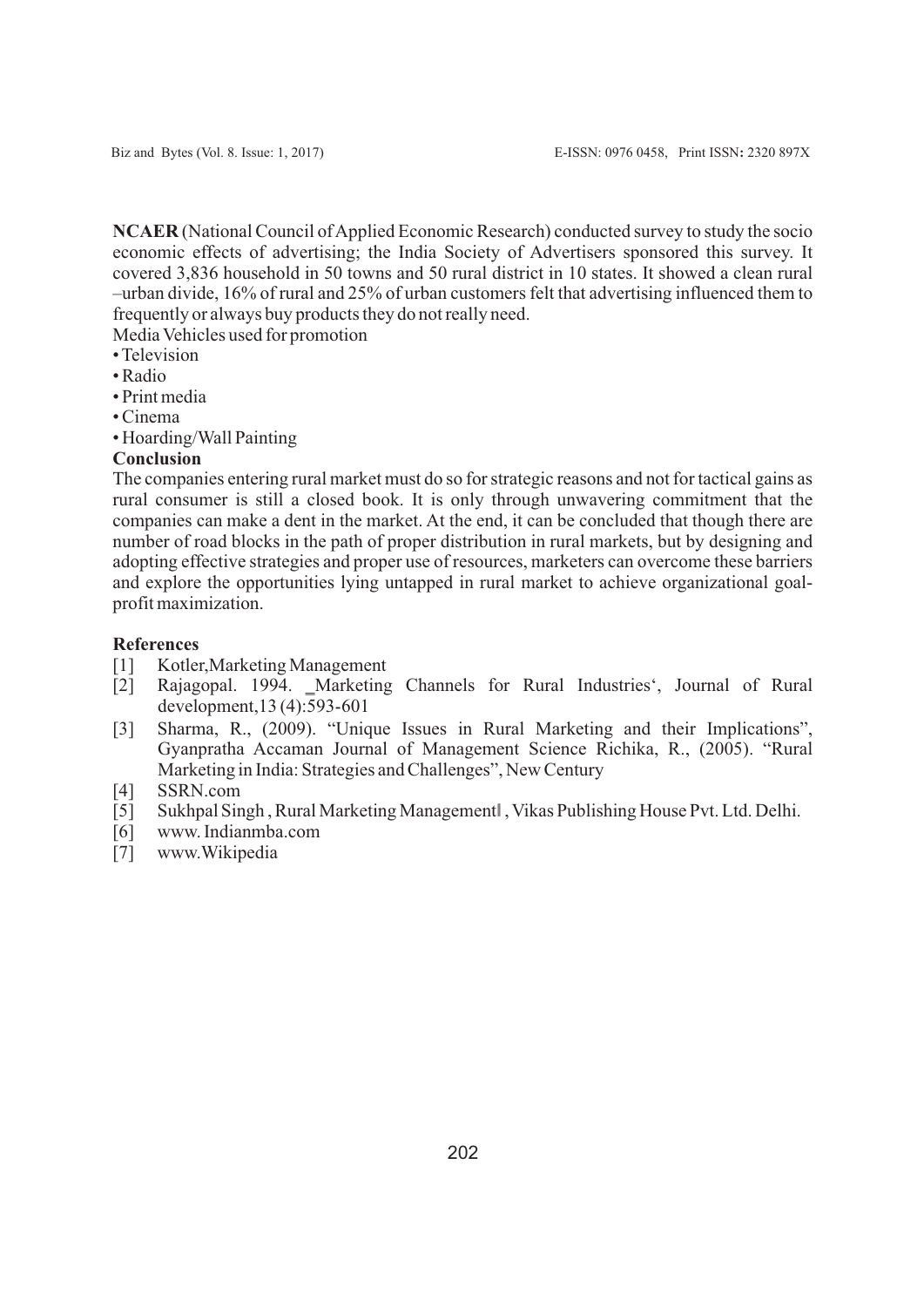**NCAER** (National Council of Applied Economic Research) conducted survey to study the socio economic effects of advertising; the India Society of Advertisers sponsored this survey. It covered 3,836 household in 50 towns and 50 rural district in 10 states. It showed a clean rural –urban divide, 16% of rural and 25% of urban customers felt that advertising influenced them to frequently or always buy products they do not really need.

Media Vehicles used for promotion

- Television
- Radio
- Print media
- Cinema
- Hoarding/Wall Painting

**Conclusion**

The companies entering rural market must do so for strategic reasons and not for tactical gains as rural consumer is still a closed book. It is only through unwavering commitment that the companies can make a dent in the market. At the end, it can be concluded that though there are number of road blocks in the path of proper distribution in rural markets, but by designing and adopting effective strategies and proper use of resources, marketers can overcome these barriers and explore the opportunities lying untapped in rural market to achieve organizational goal-profit maximization.

**References**

[1] Kotler,Marketing Management

[2] Rajagopal. 1994. _Marketing Channels for Rural Industries', Journal of Rural development,13 (4):593-601

[3] Sharma, R., (2009). "Unique Issues in Rural Marketing and their Implications", Gyanpratha Accaman Journal of Management Science Richika, R., (2005). "Rural Marketing in India: Strategies and Challenges", New Century

[4] SSRN.com

[5] Sukhpal Singh , Rural Marketing Management‖ , Vikas Publishing House Pvt. Ltd. Delhi.

[6] www. Indianmba.com

[7] www.Wikipedia